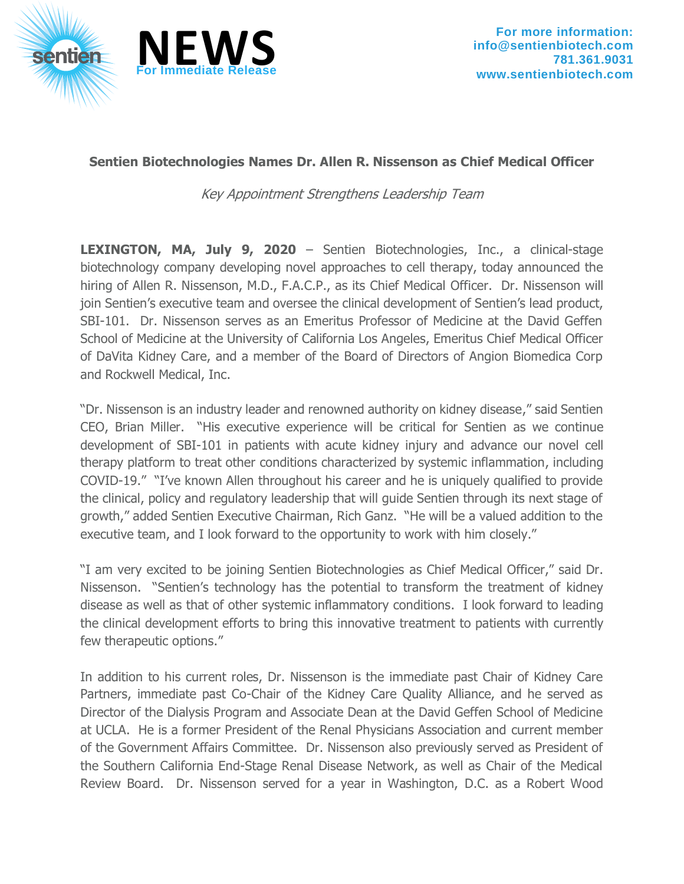**NEWS**
For Immediate Release

**For more information:**
**info@sentienbiotech.com**
**781.361.9031**
**www.sentienbiotech.com**

## Sentien Biotechnologies Names Dr. Allen R. Nissenson as Chief Medical Officer

*Key Appointment Strengthens Leadership Team*

**LEXINGTON, MA, July 9, 2020** – Sentien Biotechnologies, Inc., a clinical-stage biotechnology company developing novel approaches to cell therapy, today announced the hiring of Allen R. Nissenson, M.D., F.A.C.P., as its Chief Medical Officer. Dr. Nissenson will join Sentien's executive team and oversee the clinical development of Sentien's lead product, SBI-101. Dr. Nissenson serves as an Emeritus Professor of Medicine at the David Geffen School of Medicine at the University of California Los Angeles, Emeritus Chief Medical Officer of DaVita Kidney Care, and a member of the Board of Directors of Angion Biomedica Corp and Rockwell Medical, Inc.

"Dr. Nissenson is an industry leader and renowned authority on kidney disease," said Sentien CEO, Brian Miller. "His executive experience will be critical for Sentien as we continue development of SBI-101 in patients with acute kidney injury and advance our novel cell therapy platform to treat other conditions characterized by systemic inflammation, including COVID-19." "I've known Allen throughout his career and he is uniquely qualified to provide the clinical, policy and regulatory leadership that will guide Sentien through its next stage of growth," added Sentien Executive Chairman, Rich Ganz. "He will be a valued addition to the executive team, and I look forward to the opportunity to work with him closely."

"I am very excited to be joining Sentien Biotechnologies as Chief Medical Officer," said Dr. Nissenson. "Sentien's technology has the potential to transform the treatment of kidney disease as well as that of other systemic inflammatory conditions. I look forward to leading the clinical development efforts to bring this innovative treatment to patients with currently few therapeutic options."

In addition to his current roles, Dr. Nissenson is the immediate past Chair of Kidney Care Partners, immediate past Co-Chair of the Kidney Care Quality Alliance, and he served as Director of the Dialysis Program and Associate Dean at the David Geffen School of Medicine at UCLA. He is a former President of the Renal Physicians Association and current member of the Government Affairs Committee. Dr. Nissenson also previously served as President of the Southern California End-Stage Renal Disease Network, as well as Chair of the Medical Review Board. Dr. Nissenson served for a year in Washington, D.C. as a Robert Wood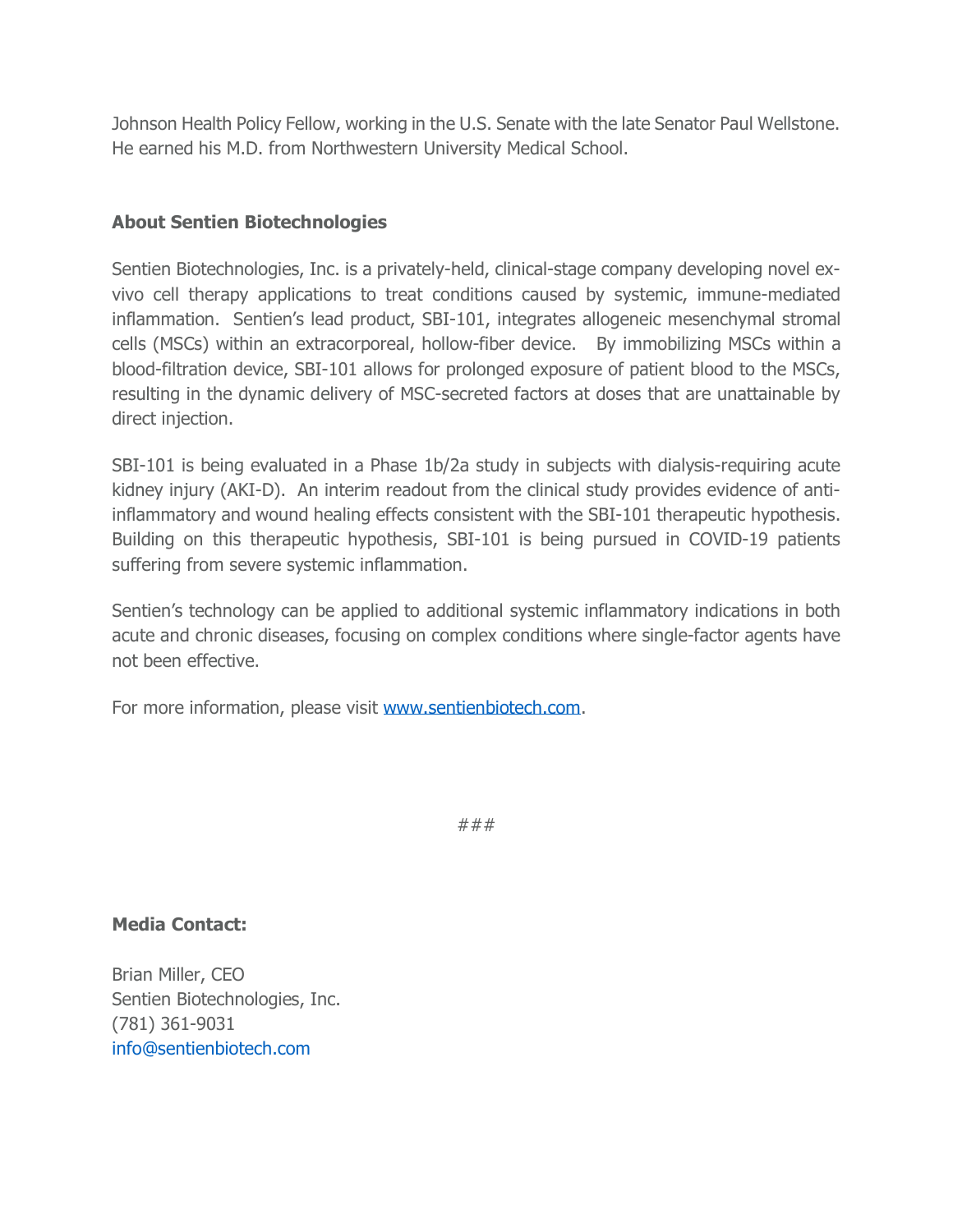Johnson Health Policy Fellow, working in the U.S. Senate with the late Senator Paul Wellstone. He earned his M.D. from Northwestern University Medical School.

**About Sentien Biotechnologies**

Sentien Biotechnologies, Inc. is a privately-held, clinical-stage company developing novel ex-vivo cell therapy applications to treat conditions caused by systemic, immune-mediated inflammation. Sentien's lead product, SBI-101, integrates allogeneic mesenchymal stromal cells (MSCs) within an extracorporeal, hollow-fiber device. By immobilizing MSCs within a blood-filtration device, SBI-101 allows for prolonged exposure of patient blood to the MSCs, resulting in the dynamic delivery of MSC-secreted factors at doses that are unattainable by direct injection.

SBI-101 is being evaluated in a Phase 1b/2a study in subjects with dialysis-requiring acute kidney injury (AKI-D). An interim readout from the clinical study provides evidence of anti-inflammatory and wound healing effects consistent with the SBI-101 therapeutic hypothesis. Building on this therapeutic hypothesis, SBI-101 is being pursued in COVID-19 patients suffering from severe systemic inflammation.

Sentien's technology can be applied to additional systemic inflammatory indications in both acute and chronic diseases, focusing on complex conditions where single-factor agents have not been effective.

For more information, please visit [www.sentienbiotech.com](http://www.sentienbiotech.com).

###

**Media Contact:**

Brian Miller, CEO
Sentien Biotechnologies, Inc.
(781) 361-9031
info@sentienbiotech.com